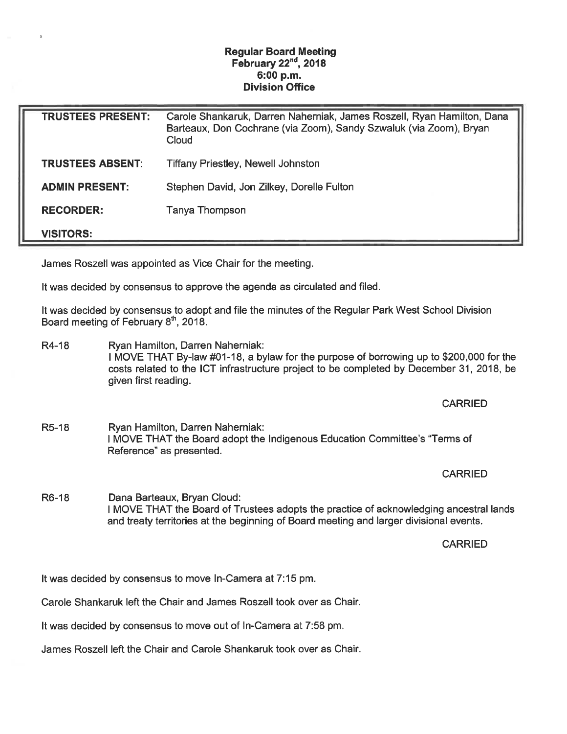**Regular Board Meeting**
**February 22nd, 2018**
**6:00 p.m.**
**Division Office**

| | |
|---|---|
| **TRUSTEES PRESENT:** | Carole Shankaruk, Darren Naherniak, James Roszell, Ryan Hamilton, Dana Barteaux, Don Cochrane (via Zoom), Sandy Szwaluk (via Zoom), Bryan Cloud |
| **TRUSTEES ABSENT:** | Tiffany Priestley, Newell Johnston |
| **ADMIN PRESENT:** | Stephen David, Jon Zilkey, Dorelle Fulton |
| **RECORDER:** | Tanya Thompson |
| **VISITORS:** | |

James Roszell was appointed as Vice Chair for the meeting.

It was decided by consensus to approve the agenda as circulated and filed.

It was decided by consensus to adopt and file the minutes of the Regular Park West School Division Board meeting of February 8th, 2018.

R4-18 Ryan Hamilton, Darren Naherniak:
I MOVE THAT By-law #01-18, a bylaw for the purpose of borrowing up to $200,000 for the costs related to the ICT infrastructure project to be completed by December 31, 2018, be given first reading.

CARRIED

R5-18 Ryan Hamilton, Darren Naherniak:
I MOVE THAT the Board adopt the Indigenous Education Committee's "Terms of Reference" as presented.

CARRIED

R6-18 Dana Barteaux, Bryan Cloud:
I MOVE THAT the Board of Trustees adopts the practice of acknowledging ancestral lands and treaty territories at the beginning of Board meeting and larger divisional events.

CARRIED

It was decided by consensus to move In-Camera at 7:15 pm.

Carole Shankaruk left the Chair and James Roszell took over as Chair.

It was decided by consensus to move out of In-Camera at 7:58 pm.

James Roszell left the Chair and Carole Shankaruk took over as Chair.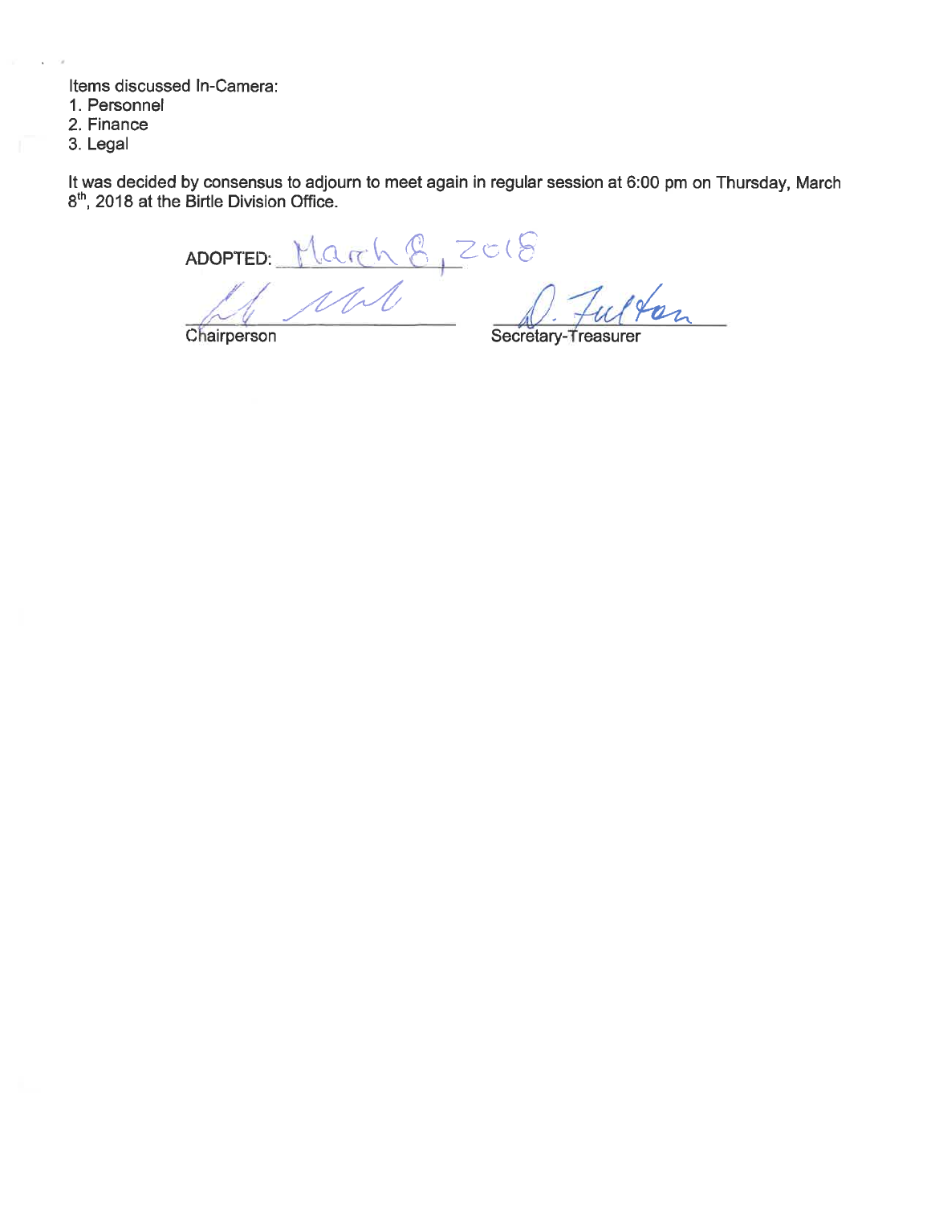Items discussed In-Camera:

1. Personnel
2. Finance
3. Legal

It was decided by consensus to adjourn to meet again in regular session at 6:00 pm on Thursday, March 8th, 2018 at the Birtle Division Office.

ADOPTED: March 8, 2018

Chairperson

D. Fulton
Secretary-Treasurer